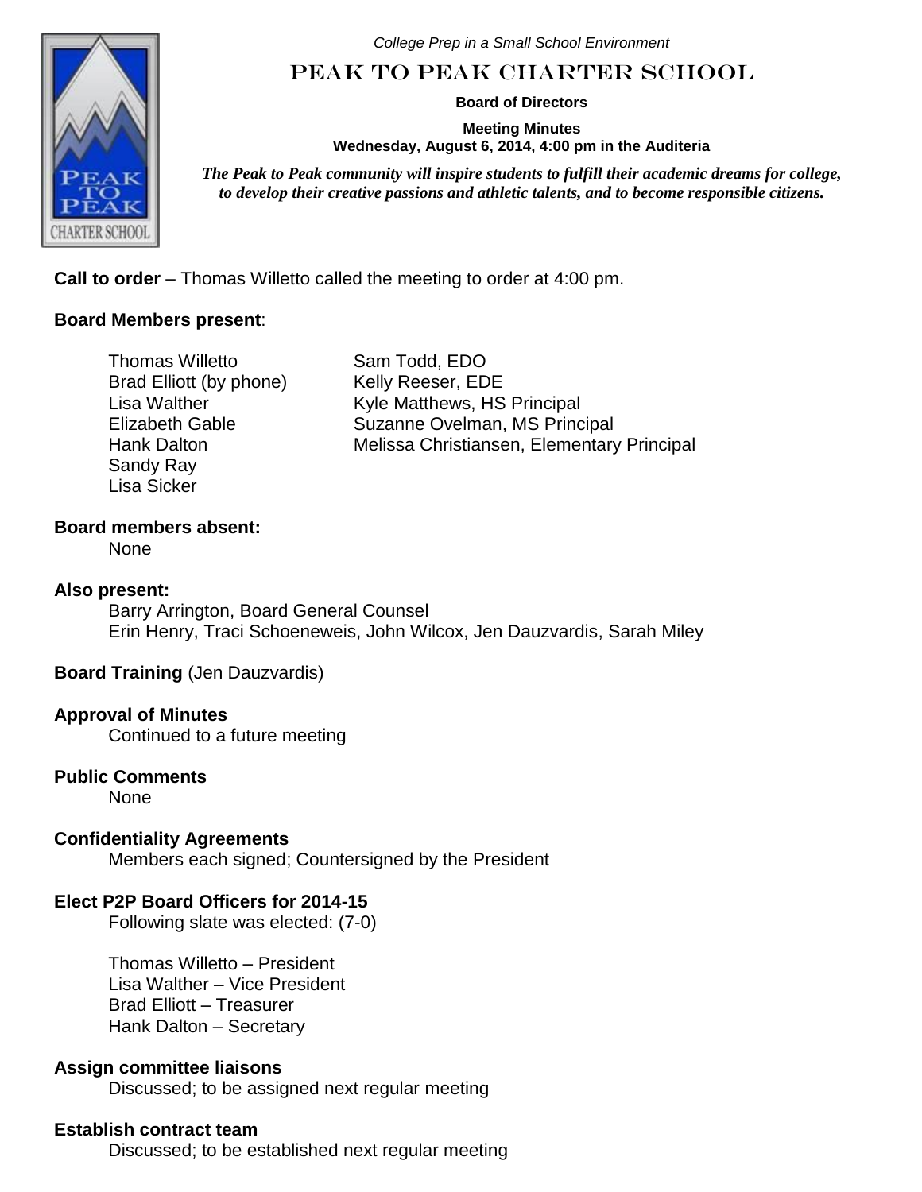*College Prep in a Small School Environment*

# PEAK TO PEAK CHARTER SCHOOL

**Board of Directors**

**Meeting Minutes**
**Wednesday, August 6, 2014, 4:00 pm in the Auditeria**

***The Peak to Peak community will inspire students to fulfill their academic dreams for college, to develop their creative passions and athletic talents, and to become responsible citizens.***

**Call to order** – Thomas Willetto called the meeting to order at 4:00 pm.

**Board Members present**:

Thomas Willetto
Brad Elliott (by phone)
Lisa Walther
Elizabeth Gable
Hank Dalton
Sandy Ray
Lisa Sicker

Sam Todd, EDO
Kelly Reeser, EDE
Kyle Matthews, HS Principal
Suzanne Ovelman, MS Principal
Melissa Christiansen, Elementary Principal

**Board members absent:**
None

**Also present:**
Barry Arrington, Board General Counsel
Erin Henry, Traci Schoeneweis, John Wilcox, Jen Dauzvardis, Sarah Miley

**Board Training** (Jen Dauzvardis)

**Approval of Minutes**
Continued to a future meeting

**Public Comments**
None

**Confidentiality Agreements**
Members each signed; Countersigned by the President

**Elect P2P Board Officers for 2014-15**
Following slate was elected: (7-0)

Thomas Willetto – President
Lisa Walther – Vice President
Brad Elliott – Treasurer
Hank Dalton – Secretary

**Assign committee liaisons**
Discussed; to be assigned next regular meeting

**Establish contract team**
Discussed; to be established next regular meeting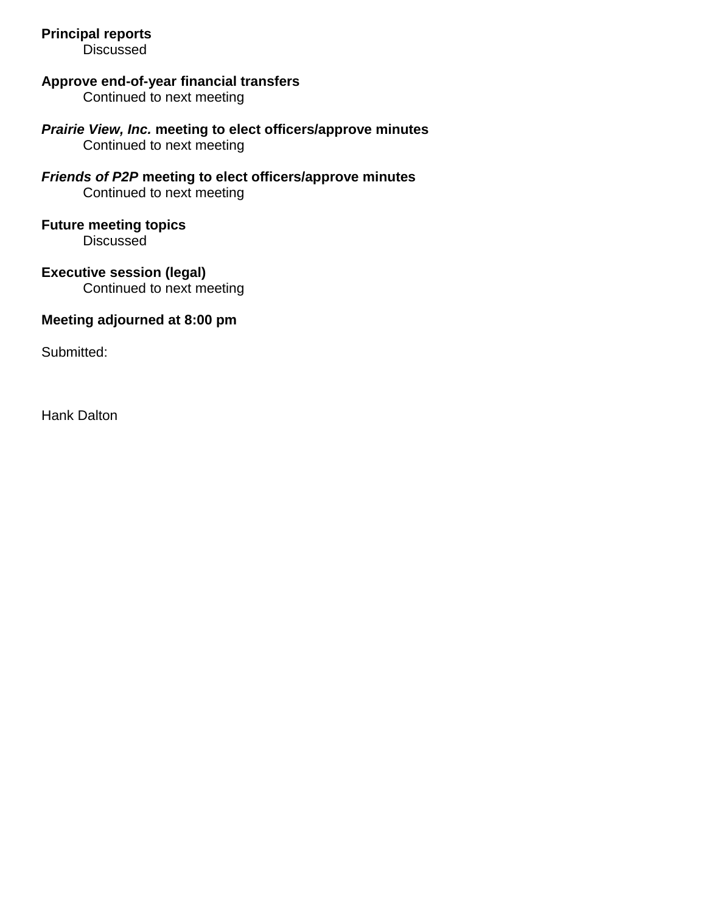**Principal reports**
Discussed

**Approve end-of-year financial transfers**
Continued to next meeting

***Prairie View, Inc.* meeting to elect officers/approve minutes**
Continued to next meeting

***Friends of P2P* meeting to elect officers/approve minutes**
Continued to next meeting

**Future meeting topics**
Discussed

**Executive session (legal)**
Continued to next meeting

**Meeting adjourned at 8:00 pm**

Submitted:

Hank Dalton